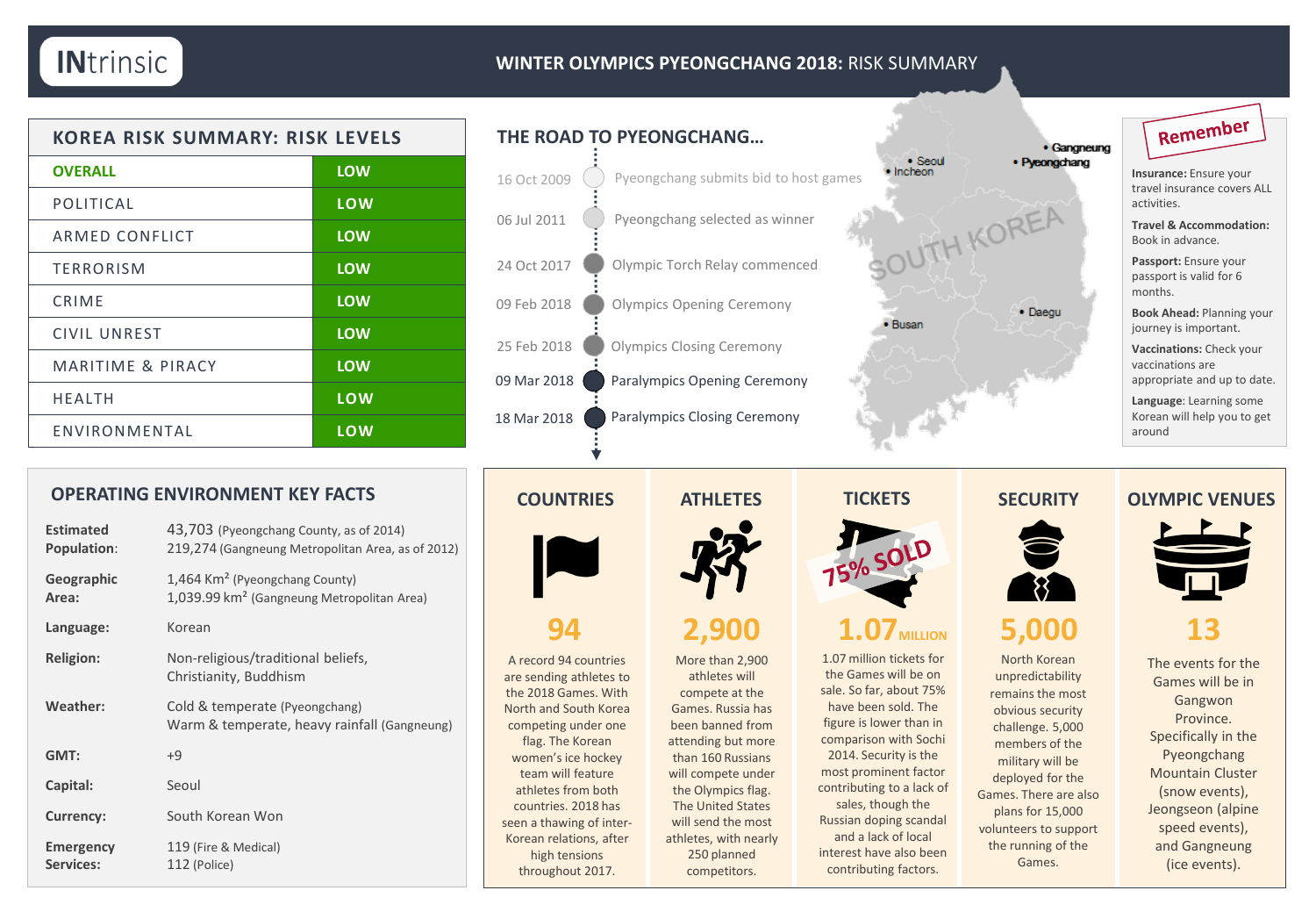# INtrinsic

## WINTER OLYMPICS PYEONGCHANG 2018: RISK SUMMARY

## KOREA RISK SUMMARY: RISK LEVELS

| | |
|---|---|
| OVERALL | LOW |
| POLITICAL | LOW |
| ARMED CONFLICT | LOW |
| TERRORISM | LOW |
| CRIME | LOW |
| CIVIL UNREST | LOW |
| MARITIME & PIRACY | LOW |
| HEALTH | LOW |
| ENVIRONMENTAL | LOW |

## THE ROAD TO PYEONGCHANG…

- 16 Oct 2009 — Pyeongchang submits bid to host games
- 06 Jul 2011 — Pyeongchang selected as winner
- 24 Oct 2017 — Olympic Torch Relay commenced
- 09 Feb 2018 — Olympics Opening Ceremony
- 25 Feb 2018 — Olympics Closing Ceremony
- 09 Mar 2018 — Paralympics Opening Ceremony
- 18 Mar 2018 — Paralympics Closing Ceremony

SOUTH KOREA: Seoul, Incheon, Gangneung, Pyeongchang, Busan, Daegu

## Remember

**Insurance:** Ensure your travel insurance covers ALL activities.

**Travel & Accommodation:** Book in advance.

**Passport:** Ensure your passport is valid for 6 months.

**Book Ahead:** Planning your journey is important.

**Vaccinations:** Check your vaccinations are appropriate and up to date.

**Language**: Learning some Korean will help you to get around

## OPERATING ENVIRONMENT KEY FACTS

| | |
|---|---|
| **Estimated Population:** | 43,703 (Pyeongchang County, as of 2014)<br>219,274 (Gangneung Metropolitan Area, as of 2012) |
| **Geographic Area:** | 1,464 Km² (Pyeongchang County)<br>1,039.99 km² (Gangneung Metropolitan Area) |
| **Language:** | Korean |
| **Religion:** | Non-religious/traditional beliefs, Christianity, Buddhism |
| **Weather:** | Cold & temperate (Pyeongchang)<br>Warm & temperate, heavy rainfall (Gangneung) |
| **GMT:** | +9 |
| **Capital:** | Seoul |
| **Currency:** | South Korean Won |
| **Emergency Services:** | 119 (Fire & Medical)<br>112 (Police) |

## COUNTRIES

**94**

A record 94 countries are sending athletes to the 2018 Games. With North and South Korea competing under one flag. The Korean women's ice hockey team will feature athletes from both countries. 2018 has seen a thawing of inter-Korean relations, after high tensions throughout 2017.

## ATHLETES

**2,900**

More than 2,900 athletes will compete at the Games. Russia has been banned from attending but more than 160 Russians will compete under the Olympics flag. The United States will send the most athletes, with nearly 250 planned competitors.

## TICKETS

75% SOLD

**1.07 MILLION**

1.07 million tickets for the Games will be on sale. So far, about 75% have been sold. The figure is lower than in comparison with Sochi 2014. Security is the most prominent factor contributing to a lack of sales, though the Russian doping scandal and a lack of local interest have also been contributing factors.

## SECURITY

**5,000**

North Korean unpredictability remains the most obvious security challenge. 5,000 members of the military will be deployed for the Games. There are also plans for 15,000 volunteers to support the running of the Games.

## OLYMPIC VENUES

**13**

The events for the Games will be in Gangwon Province. Specifically in the Pyeongchang Mountain Cluster (snow events), Jeongseon (alpine speed events), and Gangneung (ice events).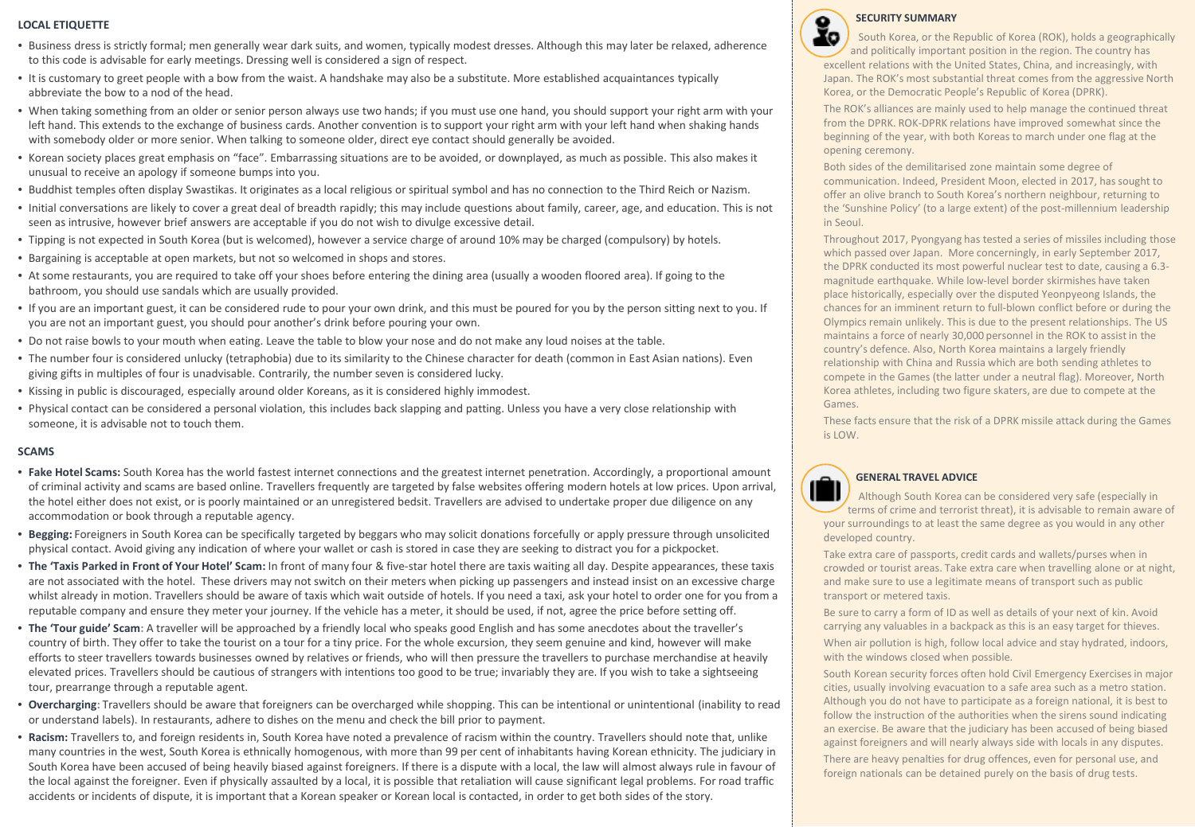## LOCAL ETIQUETTE

- Business dress is strictly formal; men generally wear dark suits, and women, typically modest dresses. Although this may later be relaxed, adherence to this code is advisable for early meetings. Dressing well is considered a sign of respect.
- It is customary to greet people with a bow from the waist. A handshake may also be a substitute. More established acquaintances typically abbreviate the bow to a nod of the head.
- When taking something from an older or senior person always use two hands; if you must use one hand, you should support your right arm with your left hand. This extends to the exchange of business cards. Another convention is to support your right arm with your left hand when shaking hands with somebody older or more senior. When talking to someone older, direct eye contact should generally be avoided.
- Korean society places great emphasis on "face". Embarrassing situations are to be avoided, or downplayed, as much as possible. This also makes it unusual to receive an apology if someone bumps into you.
- Buddhist temples often display Swastikas. It originates as a local religious or spiritual symbol and has no connection to the Third Reich or Nazism.
- Initial conversations are likely to cover a great deal of breadth rapidly; this may include questions about family, career, age, and education. This is not seen as intrusive, however brief answers are acceptable if you do not wish to divulge excessive detail.
- Tipping is not expected in South Korea (but is welcomed), however a service charge of around 10% may be charged (compulsory) by hotels.
- Bargaining is acceptable at open markets, but not so welcomed in shops and stores.
- At some restaurants, you are required to take off your shoes before entering the dining area (usually a wooden floored area). If going to the bathroom, you should use sandals which are usually provided.
- If you are an important guest, it can be considered rude to pour your own drink, and this must be poured for you by the person sitting next to you. If you are not an important guest, you should pour another's drink before pouring your own.
- Do not raise bowls to your mouth when eating. Leave the table to blow your nose and do not make any loud noises at the table.
- The number four is considered unlucky (tetraphobia) due to its similarity to the Chinese character for death (common in East Asian nations). Even giving gifts in multiples of four is unadvisable. Contrarily, the number seven is considered lucky.
- Kissing in public is discouraged, especially around older Koreans, as it is considered highly immodest.
- Physical contact can be considered a personal violation, this includes back slapping and patting. Unless you have a very close relationship with someone, it is advisable not to touch them.

## SCAMS

- **Fake Hotel Scams:** South Korea has the world fastest internet connections and the greatest internet penetration. Accordingly, a proportional amount of criminal activity and scams are based online. Travellers frequently are targeted by false websites offering modern hotels at low prices. Upon arrival, the hotel either does not exist, or is poorly maintained or an unregistered bedsit. Travellers are advised to undertake proper due diligence on any accommodation or book through a reputable agency.
- **Begging:** Foreigners in South Korea can be specifically targeted by beggars who may solicit donations forcefully or apply pressure through unsolicited physical contact. Avoid giving any indication of where your wallet or cash is stored in case they are seeking to distract you for a pickpocket.
- **The 'Taxis Parked in Front of Your Hotel' Scam:** In front of many four & five-star hotel there are taxis waiting all day. Despite appearances, these taxis are not associated with the hotel. These drivers may not switch on their meters when picking up passengers and instead insist on an excessive charge whilst already in motion. Travellers should be aware of taxis which wait outside of hotels. If you need a taxi, ask your hotel to order one for you from a reputable company and ensure they meter your journey. If the vehicle has a meter, it should be used, if not, agree the price before setting off.
- **The 'Tour guide' Scam**: A traveller will be approached by a friendly local who speaks good English and has some anecdotes about the traveller's country of birth. They offer to take the tourist on a tour for a tiny price. For the whole excursion, they seem genuine and kind, however will make efforts to steer travellers towards businesses owned by relatives or friends, who will then pressure the travellers to purchase merchandise at heavily elevated prices. Travellers should be cautious of strangers with intentions too good to be true; invariably they are. If you wish to take a sightseeing tour, prearrange through a reputable agent.
- **Overcharging**: Travellers should be aware that foreigners can be overcharged while shopping. This can be intentional or unintentional (inability to read or understand labels). In restaurants, adhere to dishes on the menu and check the bill prior to payment.
- **Racism:** Travellers to, and foreign residents in, South Korea have noted a prevalence of racism within the country. Travellers should note that, unlike many countries in the west, South Korea is ethnically homogenous, with more than 99 per cent of inhabitants having Korean ethnicity. The judiciary in South Korea have been accused of being heavily biased against foreigners. If there is a dispute with a local, the law will almost always rule in favour of the local against the foreigner. Even if physically assaulted by a local, it is possible that retaliation will cause significant legal problems. For road traffic accidents or incidents of dispute, it is important that a Korean speaker or Korean local is contacted, in order to get both sides of the story.

## SECURITY SUMMARY

South Korea, or the Republic of Korea (ROK), holds a geographically and politically important position in the region. The country has excellent relations with the United States, China, and increasingly, with Japan. The ROK's most substantial threat comes from the aggressive North Korea, or the Democratic People's Republic of Korea (DPRK).

The ROK's alliances are mainly used to help manage the continued threat from the DPRK. ROK-DPRK relations have improved somewhat since the beginning of the year, with both Koreas to march under one flag at the opening ceremony.

Both sides of the demilitarised zone maintain some degree of communication. Indeed, President Moon, elected in 2017, has sought to offer an olive branch to South Korea's northern neighbour, returning to the 'Sunshine Policy' (to a large extent) of the post-millennium leadership in Seoul.

Throughout 2017, Pyongyang has tested a series of missiles including those which passed over Japan. More concerningly, in early September 2017, the DPRK conducted its most powerful nuclear test to date, causing a 6.3-magnitude earthquake. While low-level border skirmishes have taken place historically, especially over the disputed Yeonpyeong Islands, the chances for an imminent return to full-blown conflict before or during the Olympics remain unlikely. This is due to the present relationships. The US maintains a force of nearly 30,000 personnel in the ROK to assist in the country's defence. Also, North Korea maintains a largely friendly relationship with China and Russia which are both sending athletes to compete in the Games (the latter under a neutral flag). Moreover, North Korea athletes, including two figure skaters, are due to compete at the Games.

These facts ensure that the risk of a DPRK missile attack during the Games is LOW.

## GENERAL TRAVEL ADVICE

Although South Korea can be considered very safe (especially in terms of crime and terrorist threat), it is advisable to remain aware of your surroundings to at least the same degree as you would in any other developed country.

Take extra care of passports, credit cards and wallets/purses when in crowded or tourist areas. Take extra care when travelling alone or at night, and make sure to use a legitimate means of transport such as public transport or metered taxis.

Be sure to carry a form of ID as well as details of your next of kin. Avoid carrying any valuables in a backpack as this is an easy target for thieves.

When air pollution is high, follow local advice and stay hydrated, indoors, with the windows closed when possible.

South Korean security forces often hold Civil Emergency Exercises in major cities, usually involving evacuation to a safe area such as a metro station. Although you do not have to participate as a foreign national, it is best to follow the instruction of the authorities when the sirens sound indicating an exercise. Be aware that the judiciary has been accused of being biased against foreigners and will nearly always side with locals in any disputes.

There are heavy penalties for drug offences, even for personal use, and foreign nationals can be detained purely on the basis of drug tests.